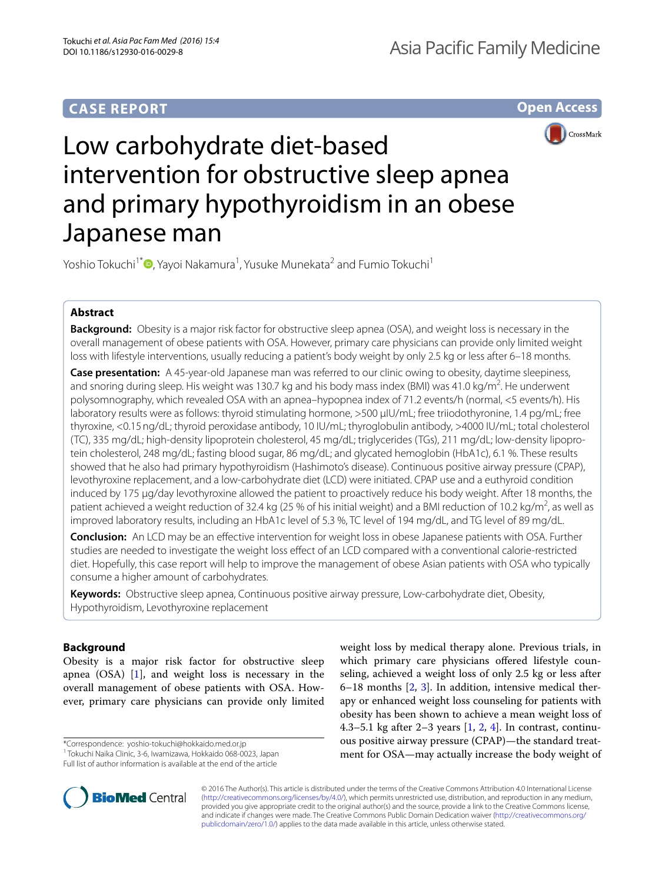CASE REPORT

Open Access

# Low carbohydrate diet-based intervention for obstructive sleep apnea and primary hypothyroidism in an obese Japanese man

Yoshio Tokuchi[1*], Yayoi Nakamura[1], Yusuke Munekata[2] and Fumio Tokuchi[1]

## Abstract

**Background:** Obesity is a major risk factor for obstructive sleep apnea (OSA), and weight loss is necessary in the overall management of obese patients with OSA. However, primary care physicians can provide only limited weight loss with lifestyle interventions, usually reducing a patient's body weight by only 2.5 kg or less after 6–18 months.

**Case presentation:** A 45-year-old Japanese man was referred to our clinic owing to obesity, daytime sleepiness, and snoring during sleep. His weight was 130.7 kg and his body mass index (BMI) was 41.0 kg/m$^2$. He underwent polysomnography, which revealed OSA with an apnea–hypopnea index of 71.2 events/h (normal, <5 events/h). His laboratory results were as follows: thyroid stimulating hormone, >500 µIU/mL; free triiodothyronine, 1.4 pg/mL; free thyroxine, <0.15 ng/dL; thyroid peroxidase antibody, 10 IU/mL; thyroglobulin antibody, >4000 IU/mL; total cholesterol (TC), 335 mg/dL; high-density lipoprotein cholesterol, 45 mg/dL; triglycerides (TGs), 211 mg/dL; low-density lipoprotein cholesterol, 248 mg/dL; fasting blood sugar, 86 mg/dL; and glycated hemoglobin (HbA1c), 6.1 %. These results showed that he also had primary hypothyroidism (Hashimoto's disease). Continuous positive airway pressure (CPAP), levothyroxine replacement, and a low-carbohydrate diet (LCD) were initiated. CPAP use and a euthyroid condition induced by 175 µg/day levothyroxine allowed the patient to proactively reduce his body weight. After 18 months, the patient achieved a weight reduction of 32.4 kg (25 % of his initial weight) and a BMI reduction of 10.2 kg/m$^2$, as well as improved laboratory results, including an HbA1c level of 5.3 %, TC level of 194 mg/dL, and TG level of 89 mg/dL.

**Conclusion:** An LCD may be an effective intervention for weight loss in obese Japanese patients with OSA. Further studies are needed to investigate the weight loss effect of an LCD compared with a conventional calorie-restricted diet. Hopefully, this case report will help to improve the management of obese Asian patients with OSA who typically consume a higher amount of carbohydrates.

**Keywords:** Obstructive sleep apnea, Continuous positive airway pressure, Low-carbohydrate diet, Obesity, Hypothyroidism, Levothyroxine replacement

## Background

Obesity is a major risk factor for obstructive sleep apnea (OSA) [1], and weight loss is necessary in the overall management of obese patients with OSA. However, primary care physicians can provide only limited weight loss by medical therapy alone. Previous trials, in which primary care physicians offered lifestyle counseling, achieved a weight loss of only 2.5 kg or less after 6–18 months [2, 3]. In addition, intensive medical therapy or enhanced weight loss counseling for patients with obesity has been shown to achieve a mean weight loss of 4.3–5.1 kg after 2–3 years [1, 2, 4]. In contrast, continuous positive airway pressure (CPAP)—the standard treatment for OSA—may actually increase the body weight of

*Correspondence: yoshio-tokuchi@hokkaido.med.or.jp
[1] Tokuchi Naika Clinic, 3-6, Iwamizawa, Hokkaido 068-0023, Japan
Full list of author information is available at the end of the article

© 2016 The Author(s). This article is distributed under the terms of the Creative Commons Attribution 4.0 International License (http://creativecommons.org/licenses/by/4.0/), which permits unrestricted use, distribution, and reproduction in any medium, provided you give appropriate credit to the original author(s) and the source, provide a link to the Creative Commons license, and indicate if changes were made. The Creative Commons Public Domain Dedication waiver (http://creativecommons.org/publicdomain/zero/1.0/) applies to the data made available in this article, unless otherwise stated.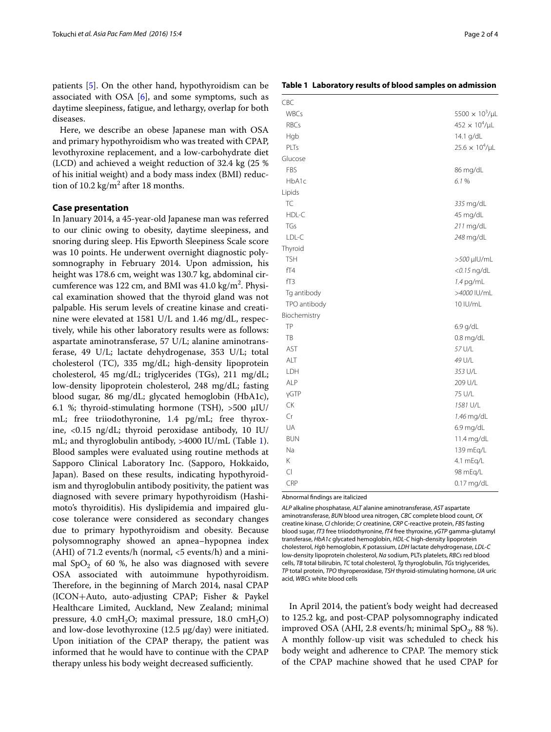patients [5]. On the other hand, hypothyroidism can be associated with OSA [6], and some symptoms, such as daytime sleepiness, fatigue, and lethargy, overlap for both diseases.

Here, we describe an obese Japanese man with OSA and primary hypothyroidism who was treated with CPAP, levothyroxine replacement, and a low-carbohydrate diet (LCD) and achieved a weight reduction of 32.4 kg (25 % of his initial weight) and a body mass index (BMI) reduction of 10.2 kg/m$^2$ after 18 months.

## Case presentation

In January 2014, a 45-year-old Japanese man was referred to our clinic owing to obesity, daytime sleepiness, and snoring during sleep. His Epworth Sleepiness Scale score was 10 points. He underwent overnight diagnostic polysomnography in February 2014. Upon admission, his height was 178.6 cm, weight was 130.7 kg, abdominal circumference was 122 cm, and BMI was 41.0 kg/m$^2$. Physical examination showed that the thyroid gland was not palpable. His serum levels of creatine kinase and creatinine were elevated at 1581 U/L and 1.46 mg/dL, respectively, while his other laboratory results were as follows: aspartate aminotransferase, 57 U/L; alanine aminotransferase, 49 U/L; lactate dehydrogenase, 353 U/L; total cholesterol (TC), 335 mg/dL; high-density lipoprotein cholesterol, 45 mg/dL; triglycerides (TGs), 211 mg/dL; low-density lipoprotein cholesterol, 248 mg/dL; fasting blood sugar, 86 mg/dL; glycated hemoglobin (HbA1c), 6.1 %; thyroid-stimulating hormone (TSH), >500 μIU/mL; free triiodothyronine, 1.4 pg/mL; free thyroxine, <0.15 ng/dL; thyroid peroxidase antibody, 10 IU/mL; and thyroglobulin antibody, >4000 IU/mL (Table 1). Blood samples were evaluated using routine methods at Sapporo Clinical Laboratory Inc. (Sapporo, Hokkaido, Japan). Based on these results, indicating hypothyroidism and thyroglobulin antibody positivity, the patient was diagnosed with severe primary hypothyroidism (Hashimoto's thyroiditis). His dyslipidemia and impaired glucose tolerance were considered as secondary changes due to primary hypothyroidism and obesity. Because polysomnography showed an apnea–hypopnea index (AHI) of 71.2 events/h (normal, <5 events/h) and a minimal $SpO_2$ of 60 %, he also was diagnosed with severe OSA associated with autoimmune hypothyroidism. Therefore, in the beginning of March 2014, nasal CPAP (ICON+Auto, auto-adjusting CPAP; Fisher & Paykel Healthcare Limited, Auckland, New Zealand; minimal pressure, 4.0 $cmH_2O$; maximal pressure, 18.0 $cmH_2O$) and low-dose levothyroxine (12.5 μg/day) were initiated. Upon initiation of the CPAP therapy, the patient was informed that he would have to continue with the CPAP therapy unless his body weight decreased sufficiently.

**Table 1 Laboratory results of blood samples on admission**

| | |
|---|---|
| CBC | |
| WBCs | $5500 \times 10^3$/μL |
| RBCs | $452 \times 10^4$/μL |
| Hgb | 14.1 g/dL |
| PLTs | $25.6 \times 10^4$/μL |
| Glucose | |
| FBS | 86 mg/dL |
| HbA1c | *6.1* % |
| Lipids | |
| TC | *335* mg/dL |
| HDL-C | 45 mg/dL |
| TGs | *211* mg/dL |
| LDL-C | *248* mg/dL |
| Thyroid | |
| TSH | *>500* μIU/mL |
| fT4 | *<0.15* ng/dL |
| fT3 | *1.4* pg/mL |
| Tg antibody | *>4000* IU/mL |
| TPO antibody | 10 IU/mL |
| Biochemistry | |
| TP | 6.9 g/dL |
| TB | 0.8 mg/dL |
| AST | *57* U/L |
| ALT | *49* U/L |
| LDH | *353* U/L |
| ALP | 209 U/L |
| γGTP | 75 U/L |
| CK | *1581* U/L |
| Cr | *1.46* mg/dL |
| UA | 6.9 mg/dL |
| BUN | 11.4 mg/dL |
| Na | 139 mEq/L |
| K | 4.1 mEq/L |
| Cl | 98 mEq/L |
| CRP | 0.17 mg/dL |

Abnormal findings are italicized

*ALP* alkaline phosphatase, *ALT* alanine aminotransferase, *AST* aspartate aminotransferase, *BUN* blood urea nitrogen, *CBC* complete blood count, *CK* creatine kinase, *Cl* chloride; *Cr* creatinine, *CRP* C-reactive protein, *FBS* fasting blood sugar, *fT3* free triiodothyronine, *fT4* free thyroxine, *γGTP* gamma-glutamyl transferase, *HbA1c* glycated hemoglobin, *HDL-C* high-density lipoprotein cholesterol, *Hgb* hemoglobin, *K* potassium, *LDH* lactate dehydrogenase, *LDL-C* low-density lipoprotein cholesterol, *Na* sodium, PLTs platelets, *RBCs* red blood cells, *TB* total bilirubin, *TC* total cholesterol, *Tg* thyroglobulin, *TGs* triglycerides, *TP* total protein, *TPO* thyroperoxidase, *TSH* thyroid-stimulating hormone, *UA* uric acid, *WBCs* white blood cells

In April 2014, the patient's body weight had decreased to 125.2 kg, and post-CPAP polysomnography indicated improved OSA (AHI, 2.8 events/h; minimal $SpO_2$, 88 %). A monthly follow-up visit was scheduled to check his body weight and adherence to CPAP. The memory stick of the CPAP machine showed that he used CPAP for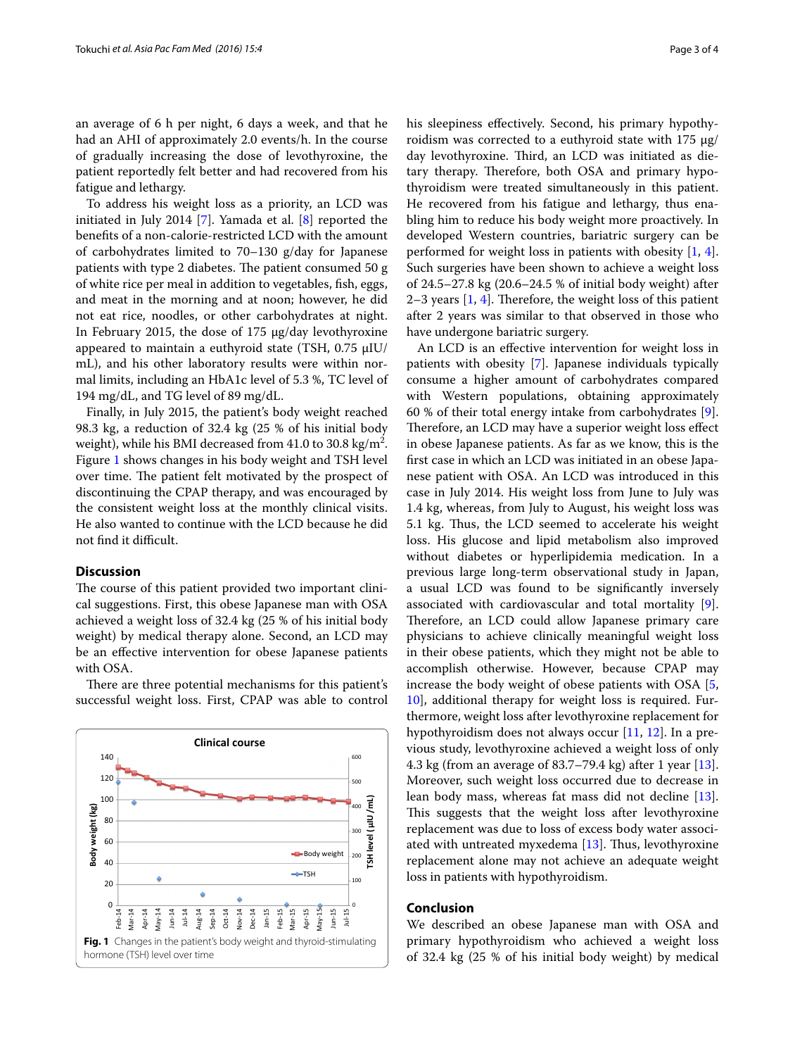an average of 6 h per night, 6 days a week, and that he had an AHI of approximately 2.0 events/h. In the course of gradually increasing the dose of levothyroxine, the patient reportedly felt better and had recovered from his fatigue and lethargy.

To address his weight loss as a priority, an LCD was initiated in July 2014 [7]. Yamada et al. [8] reported the benefits of a non-calorie-restricted LCD with the amount of carbohydrates limited to 70–130 g/day for Japanese patients with type 2 diabetes. The patient consumed 50 g of white rice per meal in addition to vegetables, fish, eggs, and meat in the morning and at noon; however, he did not eat rice, noodles, or other carbohydrates at night. In February 2015, the dose of 175 μg/day levothyroxine appeared to maintain a euthyroid state (TSH, 0.75 μIU/mL), and his other laboratory results were within normal limits, including an HbA1c level of 5.3 %, TC level of 194 mg/dL, and TG level of 89 mg/dL.

Finally, in July 2015, the patient's body weight reached 98.3 kg, a reduction of 32.4 kg (25 % of his initial body weight), while his BMI decreased from 41.0 to 30.8 kg/m$^2$. Figure 1 shows changes in his body weight and TSH level over time. The patient felt motivated by the prospect of discontinuing the CPAP therapy, and was encouraged by the consistent weight loss at the monthly clinical visits. He also wanted to continue with the LCD because he did not find it difficult.

## Discussion

The course of this patient provided two important clinical suggestions. First, this obese Japanese man with OSA achieved a weight loss of 32.4 kg (25 % of his initial body weight) by medical therapy alone. Second, an LCD may be an effective intervention for obese Japanese patients with OSA.

There are three potential mechanisms for this patient's successful weight loss. First, CPAP was able to control his sleepiness effectively. Second, his primary hypothyroidism was corrected to a euthyroid state with 175 μg/day levothyroxine. Third, an LCD was initiated as dietary therapy. Therefore, both OSA and primary hypothyroidism were treated simultaneously in this patient. He recovered from his fatigue and lethargy, thus enabling him to reduce his body weight more proactively. In developed Western countries, bariatric surgery can be performed for weight loss in patients with obesity [1, 4]. Such surgeries have been shown to achieve a weight loss of 24.5–27.8 kg (20.6–24.5 % of initial body weight) after 2–3 years [1, 4]. Therefore, the weight loss of this patient after 2 years was similar to that observed in those who have undergone bariatric surgery.

An LCD is an effective intervention for weight loss in patients with obesity [7]. Japanese individuals typically consume a higher amount of carbohydrates compared with Western populations, obtaining approximately 60 % of their total energy intake from carbohydrates [9]. Therefore, an LCD may have a superior weight loss effect in obese Japanese patients. As far as we know, this is the first case in which an LCD was initiated in an obese Japanese patient with OSA. An LCD was introduced in this case in July 2014. His weight loss from June to July was 1.4 kg, whereas, from July to August, his weight loss was 5.1 kg. Thus, the LCD seemed to accelerate his weight loss. His glucose and lipid metabolism also improved without diabetes or hyperlipidemia medication. In a previous large long-term observational study in Japan, a usual LCD was found to be significantly inversely associated with cardiovascular and total mortality [9]. Therefore, an LCD could allow Japanese primary care physicians to achieve clinically meaningful weight loss in their obese patients, which they might not be able to accomplish otherwise. However, because CPAP may increase the body weight of obese patients with OSA [5, 10], additional therapy for weight loss is required. Furthermore, weight loss after levothyroxine replacement for hypothyroidism does not always occur [11, 12]. In a previous study, levothyroxine achieved a weight loss of only 4.3 kg (from an average of 83.7–79.4 kg) after 1 year [13]. Moreover, such weight loss occurred due to decrease in lean body mass, whereas fat mass did not decline [13]. This suggests that the weight loss after levothyroxine replacement was due to loss of excess body water associated with untreated myxedema [13]. Thus, levothyroxine replacement alone may not achieve an adequate weight loss in patients with hypothyroidism.

**Fig. 1** Changes in the patient's body weight and thyroid-stimulating hormone (TSH) level over time

## Conclusion

We described an obese Japanese man with OSA and primary hypothyroidism who achieved a weight loss of 32.4 kg (25 % of his initial body weight) by medical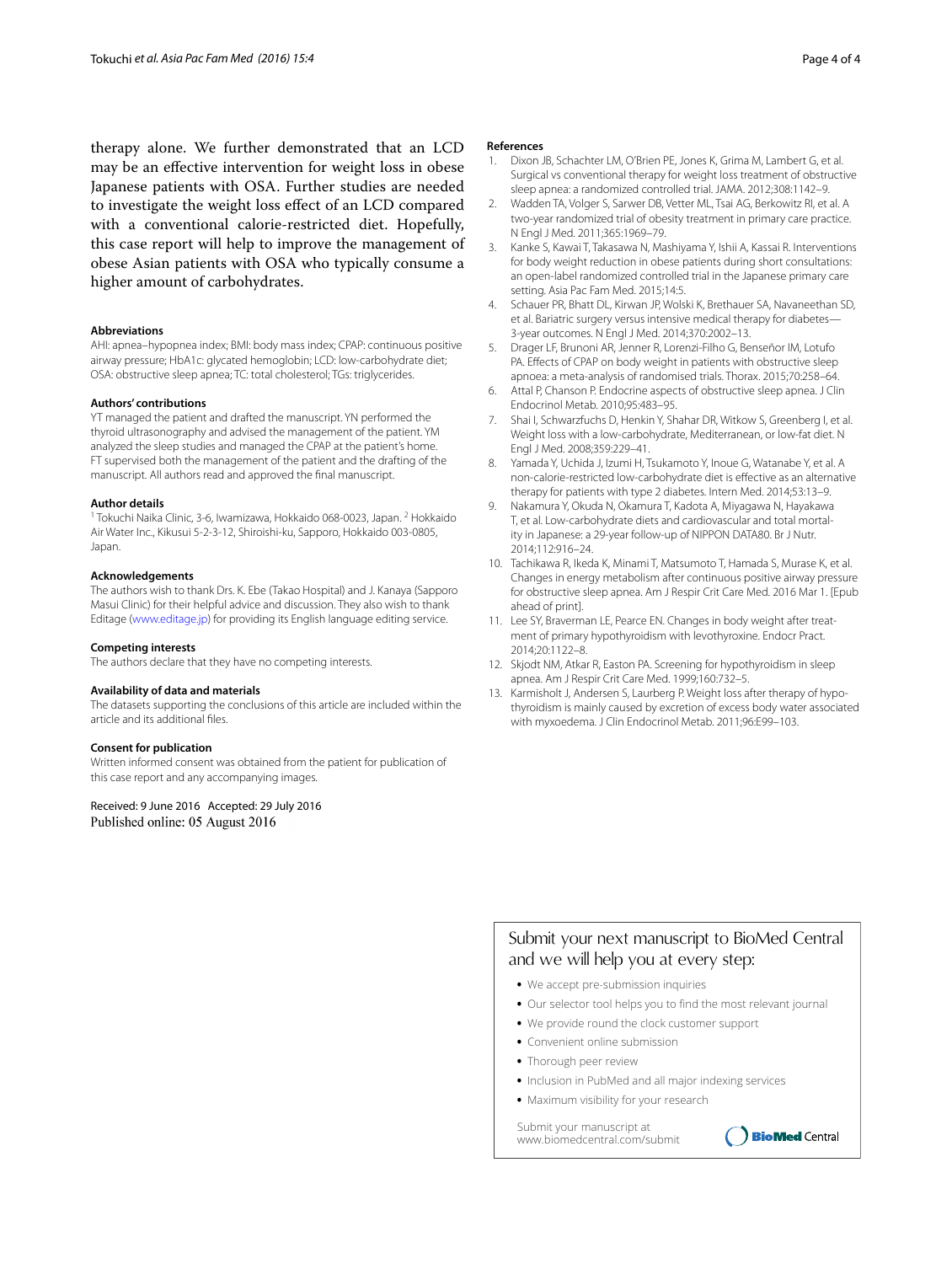therapy alone. We further demonstrated that an LCD may be an effective intervention for weight loss in obese Japanese patients with OSA. Further studies are needed to investigate the weight loss effect of an LCD compared with a conventional calorie-restricted diet. Hopefully, this case report will help to improve the management of obese Asian patients with OSA who typically consume a higher amount of carbohydrates.

#### Abbreviations

AHI: apnea–hypopnea index; BMI: body mass index; CPAP: continuous positive airway pressure; HbA1c: glycated hemoglobin; LCD: low-carbohydrate diet; OSA: obstructive sleep apnea; TC: total cholesterol; TGs: triglycerides.

#### Authors' contributions

YT managed the patient and drafted the manuscript. YN performed the thyroid ultrasonography and advised the management of the patient. YM analyzed the sleep studies and managed the CPAP at the patient's home. FT supervised both the management of the patient and the drafting of the manuscript. All authors read and approved the final manuscript.

#### Author details

[1] Tokuchi Naika Clinic, 3-6, Iwamizawa, Hokkaido 068-0023, Japan. [2] Hokkaido Air Water Inc., Kikusui 5-2-3-12, Shiroishi-ku, Sapporo, Hokkaido 003-0805, Japan.

#### Acknowledgements

The authors wish to thank Drs. K. Ebe (Takao Hospital) and J. Kanaya (Sapporo Masui Clinic) for their helpful advice and discussion. They also wish to thank Editage (www.editage.jp) for providing its English language editing service.

#### Competing interests

The authors declare that they have no competing interests.

#### Availability of data and materials

The datasets supporting the conclusions of this article are included within the article and its additional files.

#### Consent for publication

Written informed consent was obtained from the patient for publication of this case report and any accompanying images.

Received: 9 June 2016 Accepted: 29 July 2016
Published online: 05 August 2016

#### References

1. Dixon JB, Schachter LM, O'Brien PE, Jones K, Grima M, Lambert G, et al. Surgical vs conventional therapy for weight loss treatment of obstructive sleep apnea: a randomized controlled trial. JAMA. 2012;308:1142–9.
2. Wadden TA, Volger S, Sarwer DB, Vetter ML, Tsai AG, Berkowitz RI, et al. A two-year randomized trial of obesity treatment in primary care practice. N Engl J Med. 2011;365:1969–79.
3. Kanke S, Kawai T, Takasawa N, Mashiyama Y, Ishii A, Kassai R. Interventions for body weight reduction in obese patients during short consultations: an open-label randomized controlled trial in the Japanese primary care setting. Asia Pac Fam Med. 2015;14:5.
4. Schauer PR, Bhatt DL, Kirwan JP, Wolski K, Brethauer SA, Navaneethan SD, et al. Bariatric surgery versus intensive medical therapy for diabetes—3-year outcomes. N Engl J Med. 2014;370:2002–13.
5. Drager LF, Brunoni AR, Jenner R, Lorenzi-Filho G, Benseñor IM, Lotufo PA. Effects of CPAP on body weight in patients with obstructive sleep apnoea: a meta-analysis of randomised trials. Thorax. 2015;70:258–64.
6. Attal P, Chanson P. Endocrine aspects of obstructive sleep apnea. J Clin Endocrinol Metab. 2010;95:483–95.
7. Shai I, Schwarzfuchs D, Henkin Y, Shahar DR, Witkow S, Greenberg I, et al. Weight loss with a low-carbohydrate, Mediterranean, or low-fat diet. N Engl J Med. 2008;359:229–41.
8. Yamada Y, Uchida J, Izumi H, Tsukamoto Y, Inoue G, Watanabe Y, et al. A non-calorie-restricted low-carbohydrate diet is effective as an alternative therapy for patients with type 2 diabetes. Intern Med. 2014;53:13–9.
9. Nakamura Y, Okuda N, Okamura T, Kadota A, Miyagawa N, Hayakawa T, et al. Low-carbohydrate diets and cardiovascular and total mortality in Japanese: a 29-year follow-up of NIPPON DATA80. Br J Nutr. 2014;112:916–24.
10. Tachikawa R, Ikeda K, Minami T, Matsumoto T, Hamada S, Murase K, et al. Changes in energy metabolism after continuous positive airway pressure for obstructive sleep apnea. Am J Respir Crit Care Med. 2016 Mar 1. [Epub ahead of print].
11. Lee SY, Braverman LE, Pearce EN. Changes in body weight after treatment of primary hypothyroidism with levothyroxine. Endocr Pract. 2014;20:1122–8.
12. Skjodt NM, Atkar R, Easton PA. Screening for hypothyroidism in sleep apnea. Am J Respir Crit Care Med. 1999;160:732–5.
13. Karmisholt J, Andersen S, Laurberg P. Weight loss after therapy of hypothyroidism is mainly caused by excretion of excess body water associated with myxoedema. J Clin Endocrinol Metab. 2011;96:E99–103.

Submit your next manuscript to BioMed Central and we will help you at every step:

- We accept pre-submission inquiries
- Our selector tool helps you to find the most relevant journal
- We provide round the clock customer support
- Convenient online submission
- Thorough peer review
- Inclusion in PubMed and all major indexing services
- Maximum visibility for your research

Submit your manuscript at www.biomedcentral.com/submit

BioMed Central